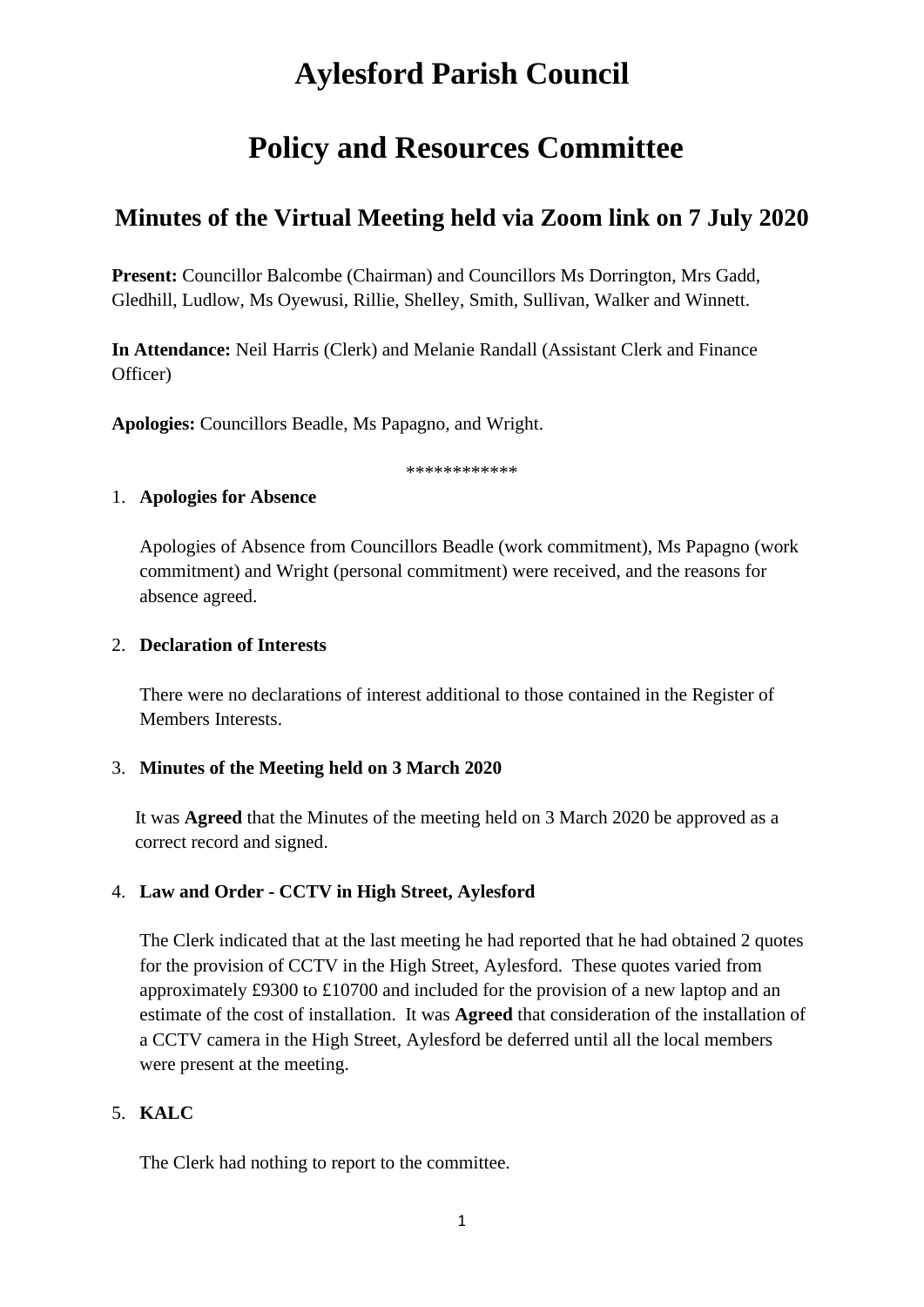# Aylesford Parish Council

# Policy and Resources Committee

## Minutes of the Virtual Meeting held via Zoom link on 7 July 2020

**Present:** Councillor Balcombe (Chairman) and Councillors Ms Dorrington, Mrs Gadd, Gledhill, Ludlow, Ms Oyewusi, Rillie, Shelley, Smith, Sullivan, Walker and Winnett.

**In Attendance:** Neil Harris (Clerk) and Melanie Randall (Assistant Clerk and Finance Officer)

**Apologies:** Councillors Beadle, Ms Papagno, and Wright.

************

1. **Apologies for Absence**

   Apologies of Absence from Councillors Beadle (work commitment), Ms Papagno (work commitment) and Wright (personal commitment) were received, and the reasons for absence agreed.

2. **Declaration of Interests**

   There were no declarations of interest additional to those contained in the Register of Members Interests.

3. **Minutes of the Meeting held on 3 March 2020**

   It was **Agreed** that the Minutes of the meeting held on 3 March 2020 be approved as a correct record and signed.

4. **Law and Order - CCTV in High Street, Aylesford**

   The Clerk indicated that at the last meeting he had reported that he had obtained 2 quotes for the provision of CCTV in the High Street, Aylesford. These quotes varied from approximately £9300 to £10700 and included for the provision of a new laptop and an estimate of the cost of installation. It was **Agreed** that consideration of the installation of a CCTV camera in the High Street, Aylesford be deferred until all the local members were present at the meeting.

5. **KALC**

   The Clerk had nothing to report to the committee.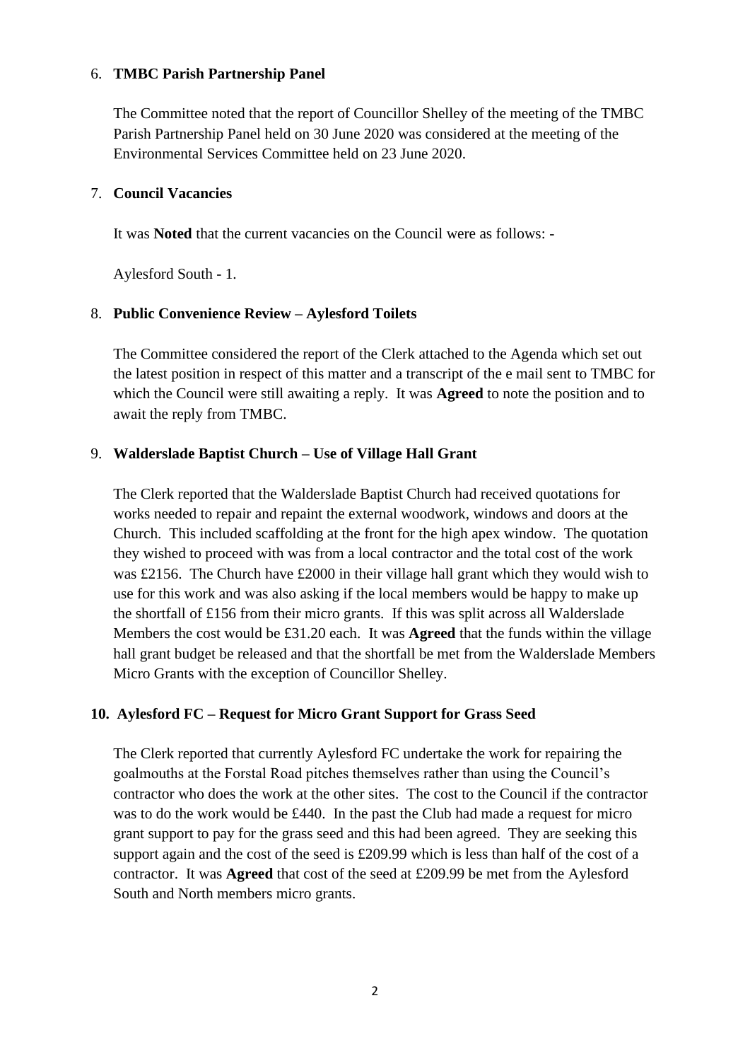6. **TMBC Parish Partnership Panel**

   The Committee noted that the report of Councillor Shelley of the meeting of the TMBC Parish Partnership Panel held on 30 June 2020 was considered at the meeting of the Environmental Services Committee held on 23 June 2020.

7. **Council Vacancies**

   It was **Noted** that the current vacancies on the Council were as follows: -

   Aylesford South - 1.

8. **Public Convenience Review – Aylesford Toilets**

   The Committee considered the report of the Clerk attached to the Agenda which set out the latest position in respect of this matter and a transcript of the e mail sent to TMBC for which the Council were still awaiting a reply. It was **Agreed** to note the position and to await the reply from TMBC.

9. **Walderslade Baptist Church – Use of Village Hall Grant**

   The Clerk reported that the Walderslade Baptist Church had received quotations for works needed to repair and repaint the external woodwork, windows and doors at the Church. This included scaffolding at the front for the high apex window. The quotation they wished to proceed with was from a local contractor and the total cost of the work was £2156. The Church have £2000 in their village hall grant which they would wish to use for this work and was also asking if the local members would be happy to make up the shortfall of £156 from their micro grants. If this was split across all Walderslade Members the cost would be £31.20 each. It was **Agreed** that the funds within the village hall grant budget be released and that the shortfall be met from the Walderslade Members Micro Grants with the exception of Councillor Shelley.

10. **Aylesford FC – Request for Micro Grant Support for Grass Seed**

   The Clerk reported that currently Aylesford FC undertake the work for repairing the goalmouths at the Forstal Road pitches themselves rather than using the Council's contractor who does the work at the other sites. The cost to the Council if the contractor was to do the work would be £440. In the past the Club had made a request for micro grant support to pay for the grass seed and this had been agreed. They are seeking this support again and the cost of the seed is £209.99 which is less than half of the cost of a contractor. It was **Agreed** that cost of the seed at £209.99 be met from the Aylesford South and North members micro grants.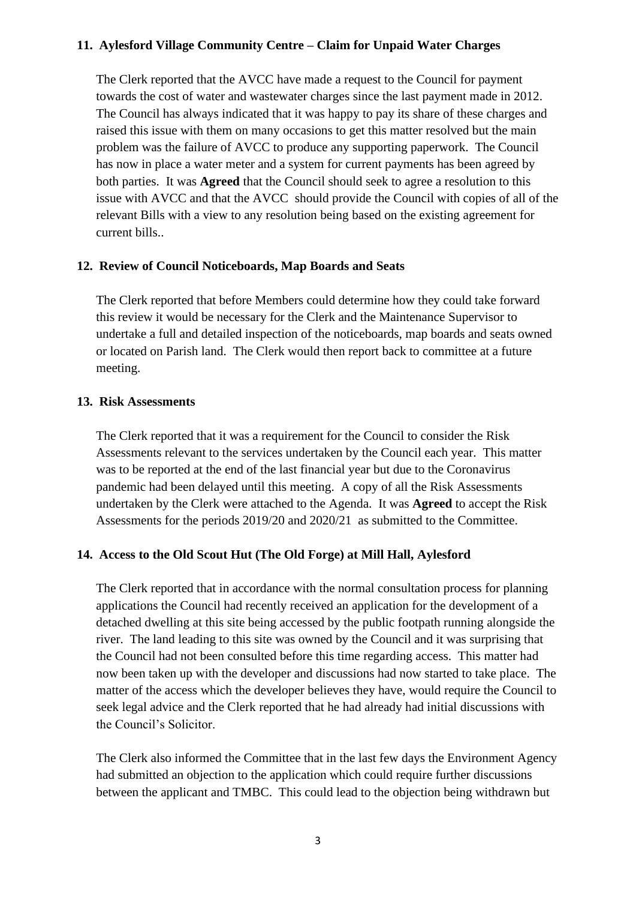## 11. Aylesford Village Community Centre – Claim for Unpaid Water Charges

The Clerk reported that the AVCC have made a request to the Council for payment towards the cost of water and wastewater charges since the last payment made in 2012. The Council has always indicated that it was happy to pay its share of these charges and raised this issue with them on many occasions to get this matter resolved but the main problem was the failure of AVCC to produce any supporting paperwork. The Council has now in place a water meter and a system for current payments has been agreed by both parties. It was **Agreed** that the Council should seek to agree a resolution to this issue with AVCC and that the AVCC should provide the Council with copies of all of the relevant Bills with a view to any resolution being based on the existing agreement for current bills..

## 12. Review of Council Noticeboards, Map Boards and Seats

The Clerk reported that before Members could determine how they could take forward this review it would be necessary for the Clerk and the Maintenance Supervisor to undertake a full and detailed inspection of the noticeboards, map boards and seats owned or located on Parish land. The Clerk would then report back to committee at a future meeting.

## 13. Risk Assessments

The Clerk reported that it was a requirement for the Council to consider the Risk Assessments relevant to the services undertaken by the Council each year. This matter was to be reported at the end of the last financial year but due to the Coronavirus pandemic had been delayed until this meeting. A copy of all the Risk Assessments undertaken by the Clerk were attached to the Agenda. It was **Agreed** to accept the Risk Assessments for the periods 2019/20 and 2020/21 as submitted to the Committee.

## 14. Access to the Old Scout Hut (The Old Forge) at Mill Hall, Aylesford

The Clerk reported that in accordance with the normal consultation process for planning applications the Council had recently received an application for the development of a detached dwelling at this site being accessed by the public footpath running alongside the river. The land leading to this site was owned by the Council and it was surprising that the Council had not been consulted before this time regarding access. This matter had now been taken up with the developer and discussions had now started to take place. The matter of the access which the developer believes they have, would require the Council to seek legal advice and the Clerk reported that he had already had initial discussions with the Council's Solicitor.

The Clerk also informed the Committee that in the last few days the Environment Agency had submitted an objection to the application which could require further discussions between the applicant and TMBC. This could lead to the objection being withdrawn but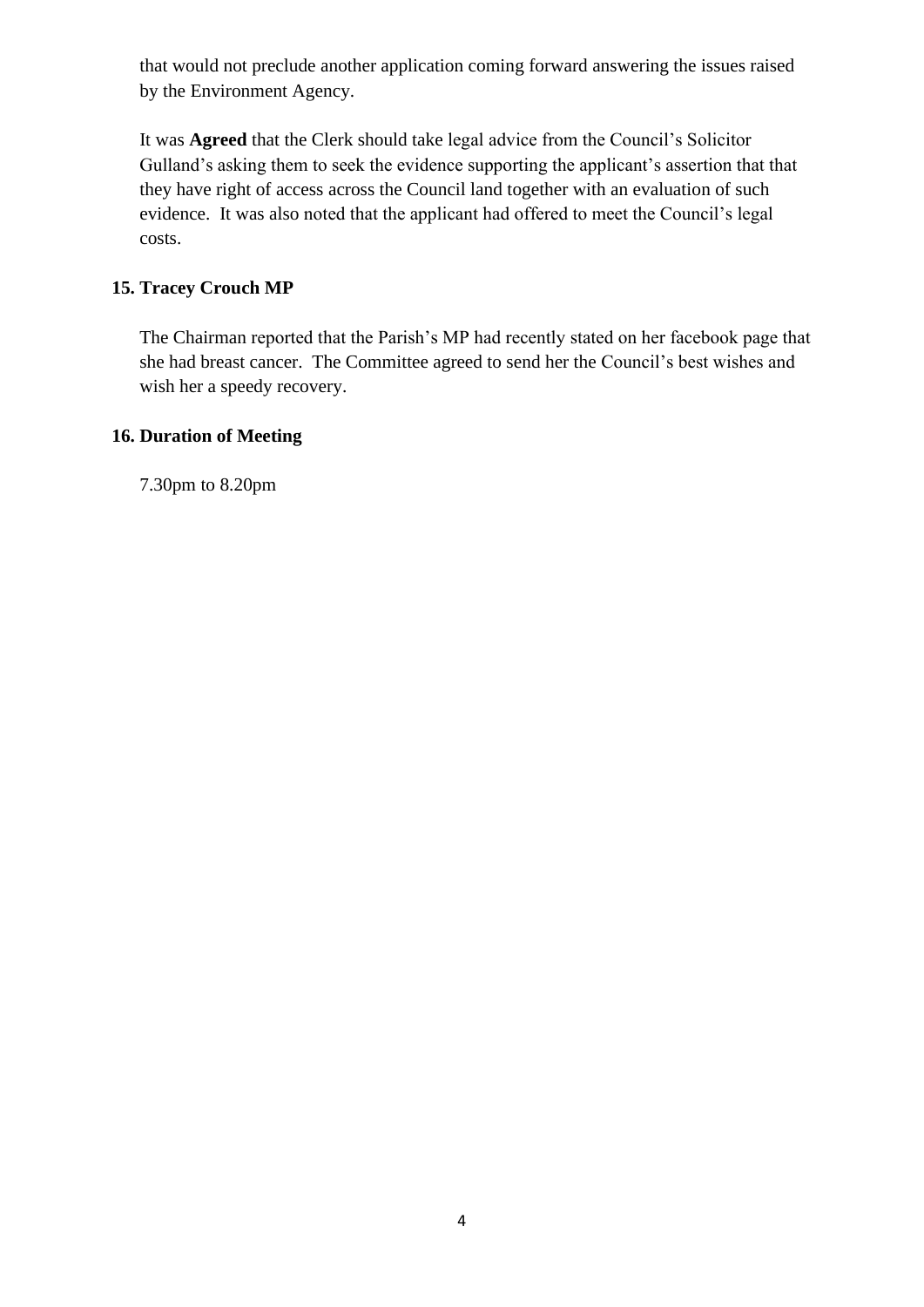that would not preclude another application coming forward answering the issues raised by the Environment Agency.

It was **Agreed** that the Clerk should take legal advice from the Council's Solicitor Gulland's asking them to seek the evidence supporting the applicant's assertion that that they have right of access across the Council land together with an evaluation of such evidence. It was also noted that the applicant had offered to meet the Council's legal costs.

**15. Tracey Crouch MP**

The Chairman reported that the Parish's MP had recently stated on her facebook page that she had breast cancer. The Committee agreed to send her the Council's best wishes and wish her a speedy recovery.

**16. Duration of Meeting**

7.30pm to 8.20pm